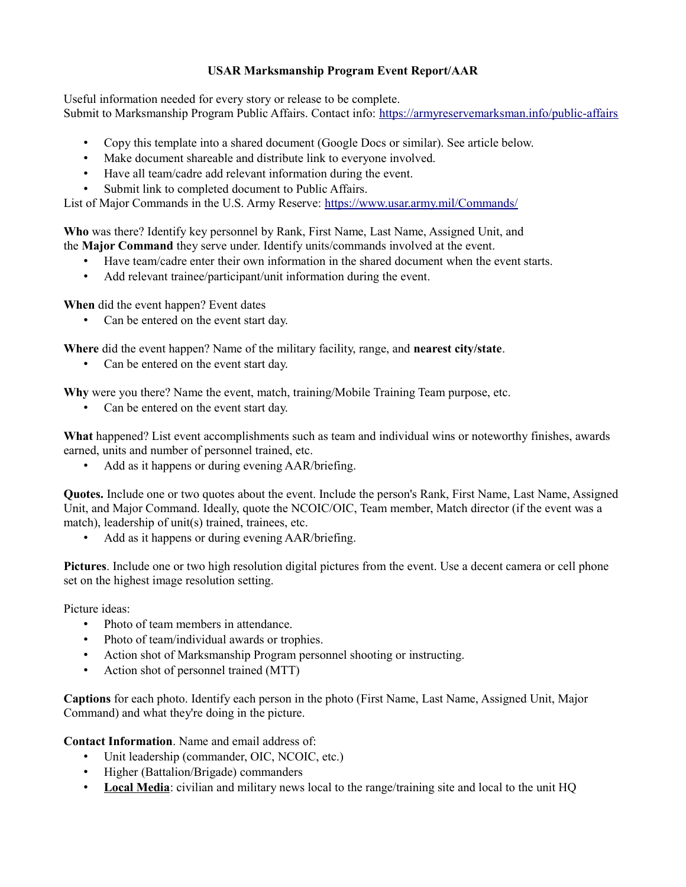# USAR Marksmanship Program Event Report/AAR

Useful information needed for every story or release to be complete.
Submit to Marksmanship Program Public Affairs. Contact info: https://armyreservemarksman.info/public-affairs

- Copy this template into a shared document (Google Docs or similar). See article below.
- Make document shareable and distribute link to everyone involved.
- Have all team/cadre add relevant information during the event.
- Submit link to completed document to Public Affairs.

List of Major Commands in the U.S. Army Reserve: https://www.usar.army.mil/Commands/

**Who** was there? Identify key personnel by Rank, First Name, Last Name, Assigned Unit, and the **Major Command** they serve under. Identify units/commands involved at the event.

- Have team/cadre enter their own information in the shared document when the event starts.
- Add relevant trainee/participant/unit information during the event.

**When** did the event happen? Event dates

- Can be entered on the event start day.

**Where** did the event happen? Name of the military facility, range, and **nearest city/state**.

- Can be entered on the event start day.

**Why** were you there? Name the event, match, training/Mobile Training Team purpose, etc.

- Can be entered on the event start day.

**What** happened? List event accomplishments such as team and individual wins or noteworthy finishes, awards earned, units and number of personnel trained, etc.

- Add as it happens or during evening AAR/briefing.

**Quotes.** Include one or two quotes about the event. Include the person's Rank, First Name, Last Name, Assigned Unit, and Major Command. Ideally, quote the NCOIC/OIC, Team member, Match director (if the event was a match), leadership of unit(s) trained, trainees, etc.

- Add as it happens or during evening AAR/briefing.

**Pictures**. Include one or two high resolution digital pictures from the event. Use a decent camera or cell phone set on the highest image resolution setting.

Picture ideas:

- Photo of team members in attendance.
- Photo of team/individual awards or trophies.
- Action shot of Marksmanship Program personnel shooting or instructing.
- Action shot of personnel trained (MTT)

**Captions** for each photo. Identify each person in the photo (First Name, Last Name, Assigned Unit, Major Command) and what they're doing in the picture.

**Contact Information**. Name and email address of:

- Unit leadership (commander, OIC, NCOIC, etc.)
- Higher (Battalion/Brigade) commanders
- **<u>Local Media</u>**: civilian and military news local to the range/training site and local to the unit HQ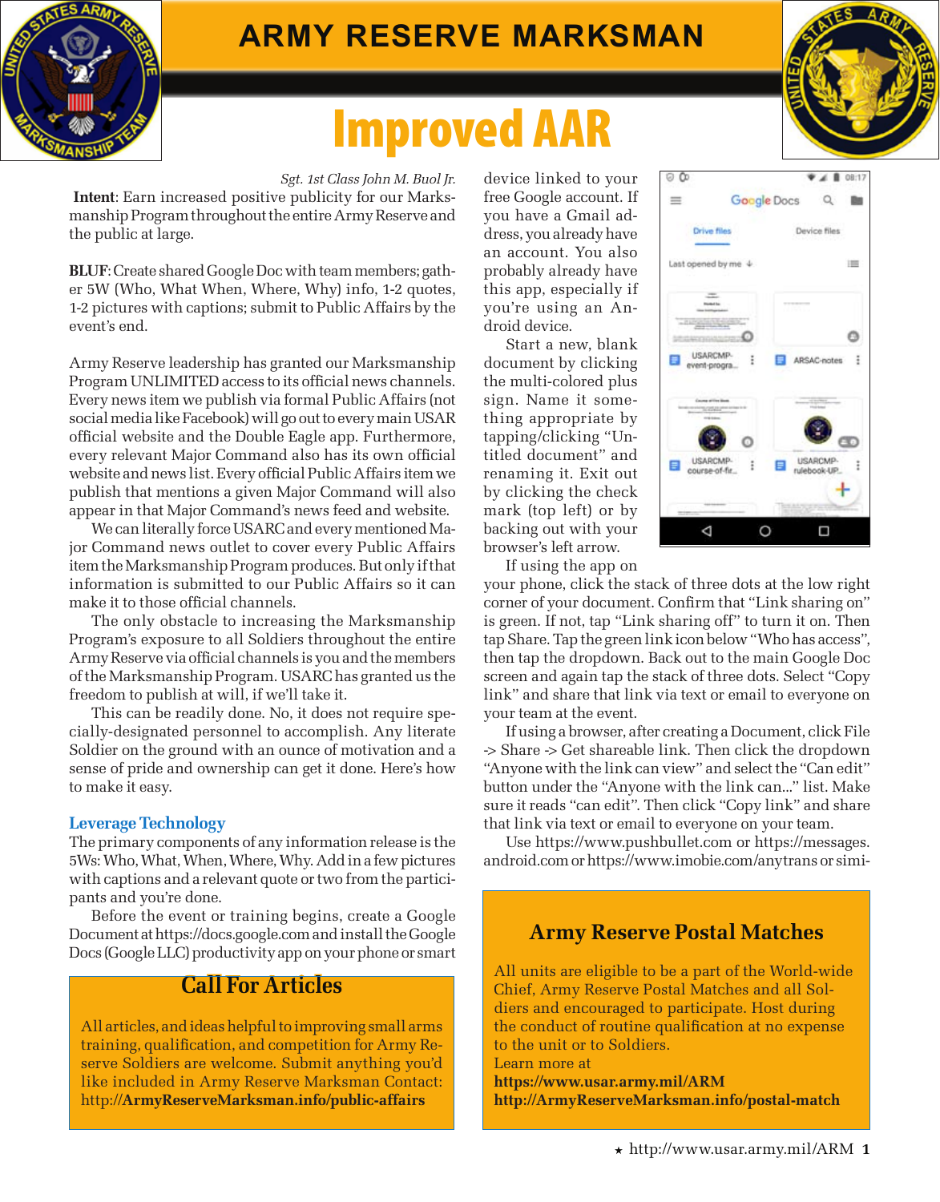# ARMY RESERVE MARKSMAN

# Improved AAR

*Sgt. 1st Class John M. Buol Jr.*

**Intent**: Earn increased positive publicity for our Marksmanship Program throughout the entire Army Reserve and the public at large.

**BLUF**: Create shared Google Doc with team members; gather 5W (Who, What When, Where, Why) info, 1-2 quotes, 1-2 pictures with captions; submit to Public Affairs by the event's end.

Army Reserve leadership has granted our Marksmanship Program UNLIMITED access to its official news channels. Every news item we publish via formal Public Affairs (not social media like Facebook) will go out to every main USAR official website and the Double Eagle app. Furthermore, every relevant Major Command also has its own official website and news list. Every official Public Affairs item we publish that mentions a given Major Command will also appear in that Major Command's news feed and website.

We can literally force USARC and every mentioned Major Command news outlet to cover every Public Affairs item the Marksmanship Program produces. But only if that information is submitted to our Public Affairs so it can make it to those official channels.

The only obstacle to increasing the Marksmanship Program's exposure to all Soldiers throughout the entire Army Reserve via official channels is you and the members of the Marksmanship Program. USARC has granted us the freedom to publish at will, if we'll take it.

This can be readily done. No, it does not require specially-designated personnel to accomplish. Any literate Soldier on the ground with an ounce of motivation and a sense of pride and ownership can get it done. Here's how to make it easy.

## Leverage Technology

The primary components of any information release is the 5Ws: Who, What, When, Where, Why. Add in a few pictures with captions and a relevant quote or two from the participants and you're done.

Before the event or training begins, create a Google Document at https://docs.google.com and install the Google Docs (Google LLC) productivity app on your phone or smart device linked to your free Google account. If you have a Gmail address, you already have an account. You also probably already have this app, especially if you're using an Android device.

Start a new, blank document by clicking the multi-colored plus sign. Name it something appropriate by tapping/clicking "Untitled document" and renaming it. Exit out by clicking the check mark (top left) or by backing out with your browser's left arrow.

If using the app on your phone, click the stack of three dots at the low right corner of your document. Confirm that "Link sharing on" is green. If not, tap "Link sharing off" to turn it on. Then tap Share. Tap the green link icon below "Who has access", then tap the dropdown. Back out to the main Google Doc screen and again tap the stack of three dots. Select "Copy link" and share that link via text or email to everyone on your team at the event.

If using a browser, after creating a Document, click File -> Share -> Get shareable link. Then click the dropdown "Anyone with the link can view" and select the "Can edit" button under the "Anyone with the link can..." list. Make sure it reads "can edit". Then click "Copy link" and share that link via text or email to everyone on your team.

Use https://www.pushbullet.com or https://messages.android.com or https://www.imobie.com/anytrans or simi-

## Call For Articles

All articles, and ideas helpful to improving small arms training, qualification, and competition for Army Reserve Soldiers are welcome. Submit anything you'd like included in Army Reserve Marksman Contact: http://**ArmyReserveMarksman.info/public-affairs**

## Army Reserve Postal Matches

All units are eligible to be a part of the World-wide Chief, Army Reserve Postal Matches and all Soldiers and encouraged to participate. Host during the conduct of routine qualification at no expense to the unit or to Soldiers.
Learn more at
**https://www.usar.army.mil/ARM**
**http://ArmyReserveMarksman.info/postal-match**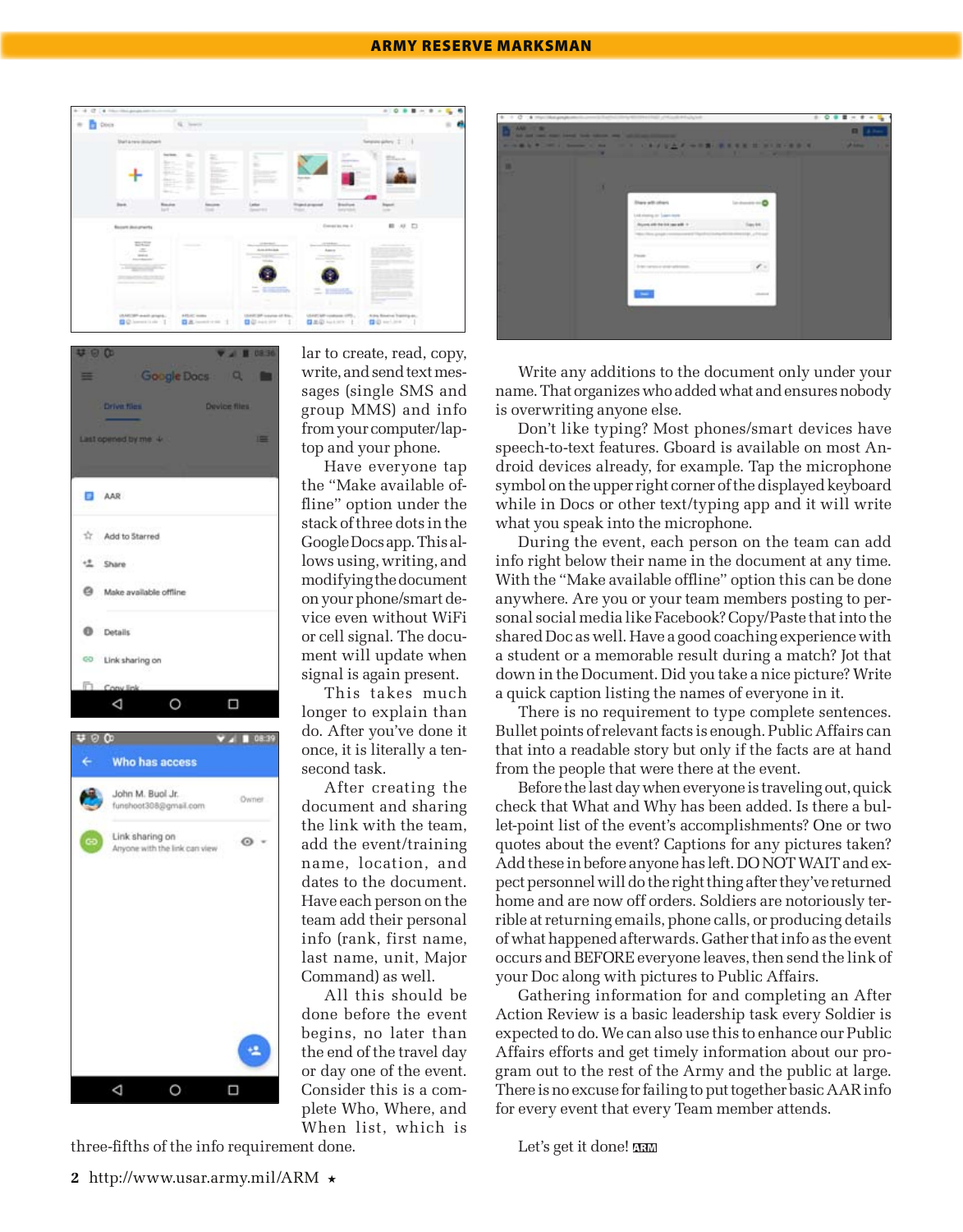lar to create, read, copy, write, and send text messages (single SMS and group MMS) and info from your computer/laptop and your phone.

Have everyone tap the "Make available offline" option under the stack of three dots in the Google Docs app. This allows using, writing, and modifying the document on your phone/smart device even without WiFi or cell signal. The document will update when signal is again present.

This takes much longer to explain than do. After you've done it once, it is literally a ten-second task.

After creating the document and sharing the link with the team, add the event/training name, location, and dates to the document. Have each person on the team add their personal info (rank, first name, last name, unit, Major Command) as well.

All this should be done before the event begins, no later than the end of the travel day or day one of the event. Consider this is a complete Who, Where, and When list, which is three-fifths of the info requirement done.

Write any additions to the document only under your name. That organizes who added what and ensures nobody is overwriting anyone else.

Don't like typing? Most phones/smart devices have speech-to-text features. Gboard is available on most Android devices already, for example. Tap the microphone symbol on the upper right corner of the displayed keyboard while in Docs or other text/typing app and it will write what you speak into the microphone.

During the event, each person on the team can add info right below their name in the document at any time. With the "Make available offline" option this can be done anywhere. Are you or your team members posting to personal social media like Facebook? Copy/Paste that into the shared Doc as well. Have a good coaching experience with a student or a memorable result during a match? Jot that down in the Document. Did you take a nice picture? Write a quick caption listing the names of everyone in it.

There is no requirement to type complete sentences. Bullet points of relevant facts is enough. Public Affairs can turn that into a readable story but only if the facts are at hand from the people that were there at the event.

Before the last day when everyone is traveling out, quick check that What and Why has been added. Is there a bullet-point list of the event's accomplishments? One or two quotes about the event? Captions for any pictures taken? Add these in before anyone has left. DO NOT WAIT and expect personnel will do the right thing after they've returned home and are now off orders. Soldiers are notoriously terrible at returning emails, phone calls, or producing details of what happened afterwards. Gather that info as the event occurs and BEFORE everyone leaves, then send the link of your Doc along with pictures to Public Affairs.

Gathering information for and completing an After Action Review is a basic leadership task every Soldier is expected to do. We can also use this to enhance our Public Affairs efforts and get timely information about our program out to the rest of the Army and the public at large. There is no excuse for failing to put together basic AAR info for every event that every Team member attends.

Let's get it done! ARM